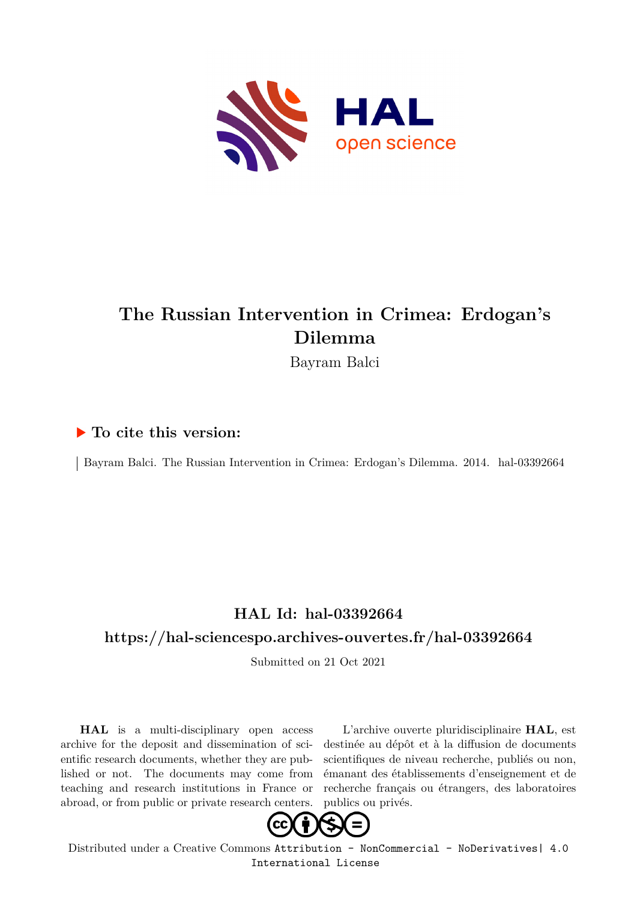# The Russian Intervention in Crimea: Erdogan's Dilemma

Bayram Balci

## ▶ To cite this version:

Bayram Balci. The Russian Intervention in Crimea: Erdogan's Dilemma. 2014. hal-03392664

## HAL Id: hal-03392664

## https://hal-sciencespo.archives-ouvertes.fr/hal-03392664

Submitted on 21 Oct 2021

**HAL** is a multi-disciplinary open access archive for the deposit and dissemination of scientific research documents, whether they are published or not. The documents may come from teaching and research institutions in France or abroad, or from public or private research centers.

L'archive ouverte pluridisciplinaire **HAL**, est destinée au dépôt et à la diffusion de documents scientifiques de niveau recherche, publiés ou non, émanant des établissements d'enseignement et de recherche français ou étrangers, des laboratoires publics ou privés.

Distributed under a Creative Commons Attribution - NonCommercial - NoDerivatives| 4.0 International License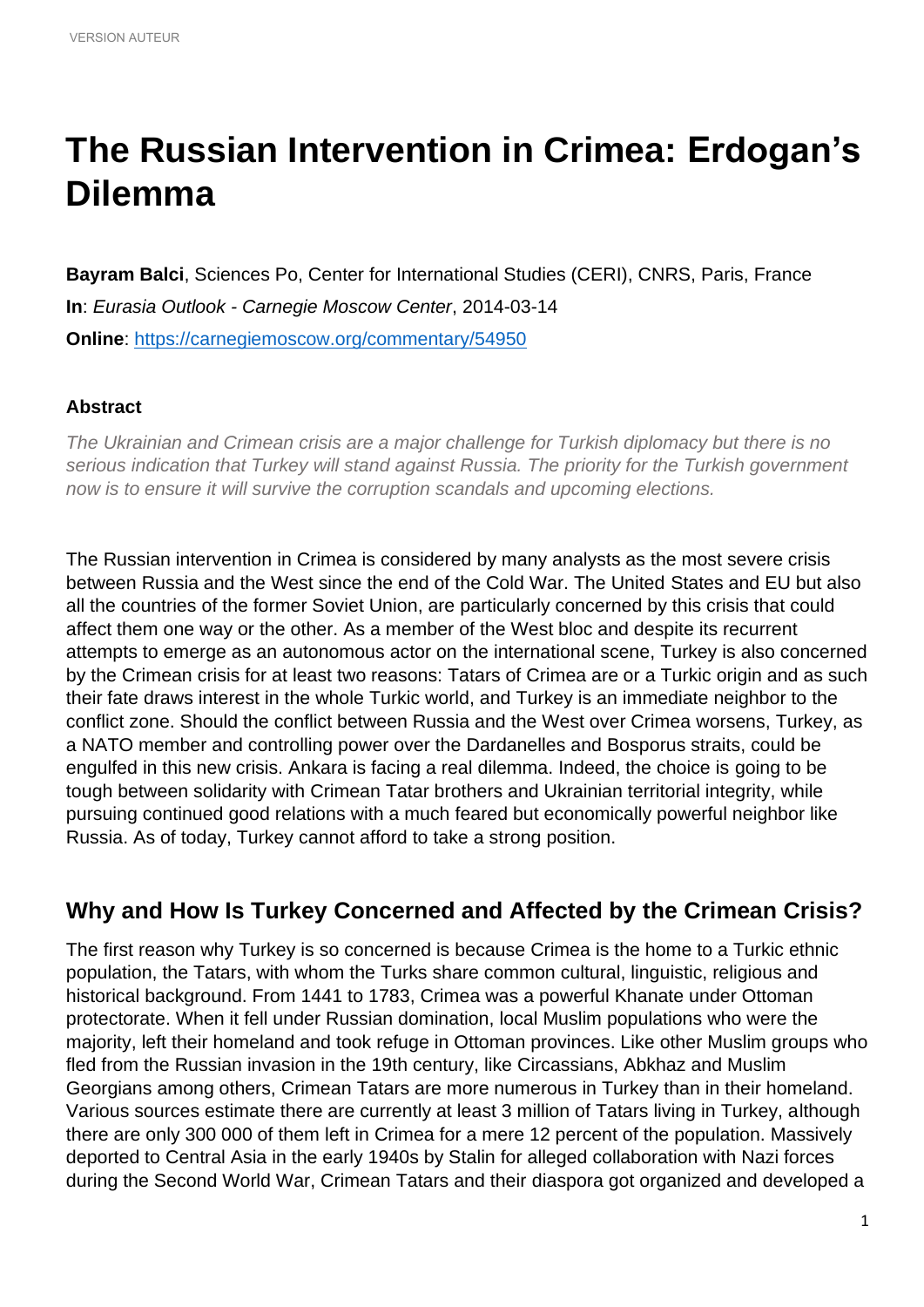# The Russian Intervention in Crimea: Erdogan's Dilemma

**Bayram Balci**, Sciences Po, Center for International Studies (CERI), CNRS, Paris, France

**In**: *Eurasia Outlook - Carnegie Moscow Center*, 2014-03-14

**Online**: https://carnegiemoscow.org/commentary/54950

### Abstract

*The Ukrainian and Crimean crisis are a major challenge for Turkish diplomacy but there is no serious indication that Turkey will stand against Russia. The priority for the Turkish government now is to ensure it will survive the corruption scandals and upcoming elections.*

The Russian intervention in Crimea is considered by many analysts as the most severe crisis between Russia and the West since the end of the Cold War. The United States and EU but also all the countries of the former Soviet Union, are particularly concerned by this crisis that could affect them one way or the other. As a member of the West bloc and despite its recurrent attempts to emerge as an autonomous actor on the international scene, Turkey is also concerned by the Crimean crisis for at least two reasons: Tatars of Crimea are or a Turkic origin and as such their fate draws interest in the whole Turkic world, and Turkey is an immediate neighbor to the conflict zone. Should the conflict between Russia and the West over Crimea worsens, Turkey, as a NATO member and controlling power over the Dardanelles and Bosporus straits, could be engulfed in this new crisis. Ankara is facing a real dilemma. Indeed, the choice is going to be tough between solidarity with Crimean Tatar brothers and Ukrainian territorial integrity, while pursuing continued good relations with a much feared but economically powerful neighbor like Russia. As of today, Turkey cannot afford to take a strong position.

## Why and How Is Turkey Concerned and Affected by the Crimean Crisis?

The first reason why Turkey is so concerned is because Crimea is the home to a Turkic ethnic population, the Tatars, with whom the Turks share common cultural, linguistic, religious and historical background. From 1441 to 1783, Crimea was a powerful Khanate under Ottoman protectorate. When it fell under Russian domination, local Muslim populations who were the majority, left their homeland and took refuge in Ottoman provinces. Like other Muslim groups who fled from the Russian invasion in the 19th century, like Circassians, Abkhaz and Muslim Georgians among others, Crimean Tatars are more numerous in Turkey than in their homeland. Various sources estimate there are currently at least 3 million of Tatars living in Turkey, although there are only 300 000 of them left in Crimea for a mere 12 percent of the population. Massively deported to Central Asia in the early 1940s by Stalin for alleged collaboration with Nazi forces during the Second World War, Crimean Tatars and their diaspora got organized and developed a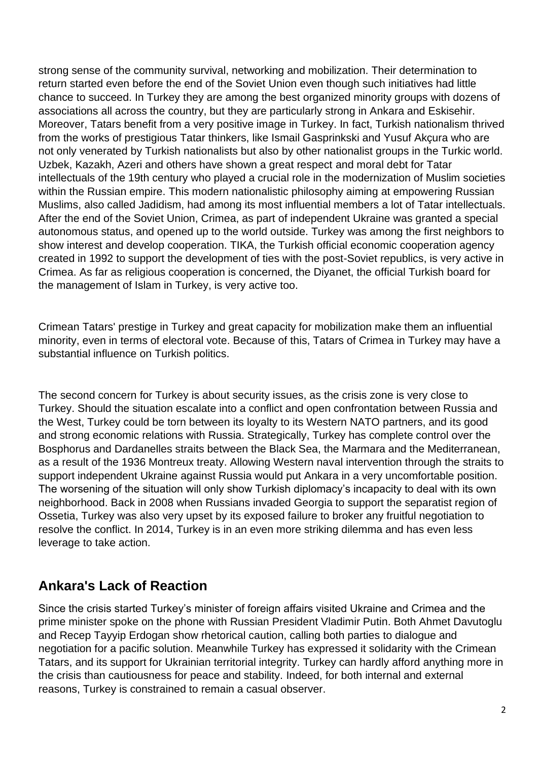strong sense of the community survival, networking and mobilization. Their determination to return started even before the end of the Soviet Union even though such initiatives had little chance to succeed. In Turkey they are among the best organized minority groups with dozens of associations all across the country, but they are particularly strong in Ankara and Eskisehir. Moreover, Tatars benefit from a very positive image in Turkey. In fact, Turkish nationalism thrived from the works of prestigious Tatar thinkers, like Ismail Gasprinkski and Yusuf Akçura who are not only venerated by Turkish nationalists but also by other nationalist groups in the Turkic world. Uzbek, Kazakh, Azeri and others have shown a great respect and moral debt for Tatar intellectuals of the 19th century who played a crucial role in the modernization of Muslim societies within the Russian empire. This modern nationalistic philosophy aiming at empowering Russian Muslims, also called Jadidism, had among its most influential members a lot of Tatar intellectuals. After the end of the Soviet Union, Crimea, as part of independent Ukraine was granted a special autonomous status, and opened up to the world outside. Turkey was among the first neighbors to show interest and develop cooperation. TIKA, the Turkish official economic cooperation agency created in 1992 to support the development of ties with the post-Soviet republics, is very active in Crimea. As far as religious cooperation is concerned, the Diyanet, the official Turkish board for the management of Islam in Turkey, is very active too.

Crimean Tatars' prestige in Turkey and great capacity for mobilization make them an influential minority, even in terms of electoral vote. Because of this, Tatars of Crimea in Turkey may have a substantial influence on Turkish politics.

The second concern for Turkey is about security issues, as the crisis zone is very close to Turkey. Should the situation escalate into a conflict and open confrontation between Russia and the West, Turkey could be torn between its loyalty to its Western NATO partners, and its good and strong economic relations with Russia. Strategically, Turkey has complete control over the Bosphorus and Dardanelles straits between the Black Sea, the Marmara and the Mediterranean, as a result of the 1936 Montreux treaty. Allowing Western naval intervention through the straits to support independent Ukraine against Russia would put Ankara in a very uncomfortable position. The worsening of the situation will only show Turkish diplomacy's incapacity to deal with its own neighborhood. Back in 2008 when Russians invaded Georgia to support the separatist region of Ossetia, Turkey was also very upset by its exposed failure to broker any fruitful negotiation to resolve the conflict. In 2014, Turkey is in an even more striking dilemma and has even less leverage to take action.

## Ankara's Lack of Reaction

Since the crisis started Turkey's minister of foreign affairs visited Ukraine and Crimea and the prime minister spoke on the phone with Russian President Vladimir Putin. Both Ahmet Davutoglu and Recep Tayyip Erdogan show rhetorical caution, calling both parties to dialogue and negotiation for a pacific solution. Meanwhile Turkey has expressed it solidarity with the Crimean Tatars, and its support for Ukrainian territorial integrity. Turkey can hardly afford anything more in the crisis than cautiousness for peace and stability. Indeed, for both internal and external reasons, Turkey is constrained to remain a casual observer.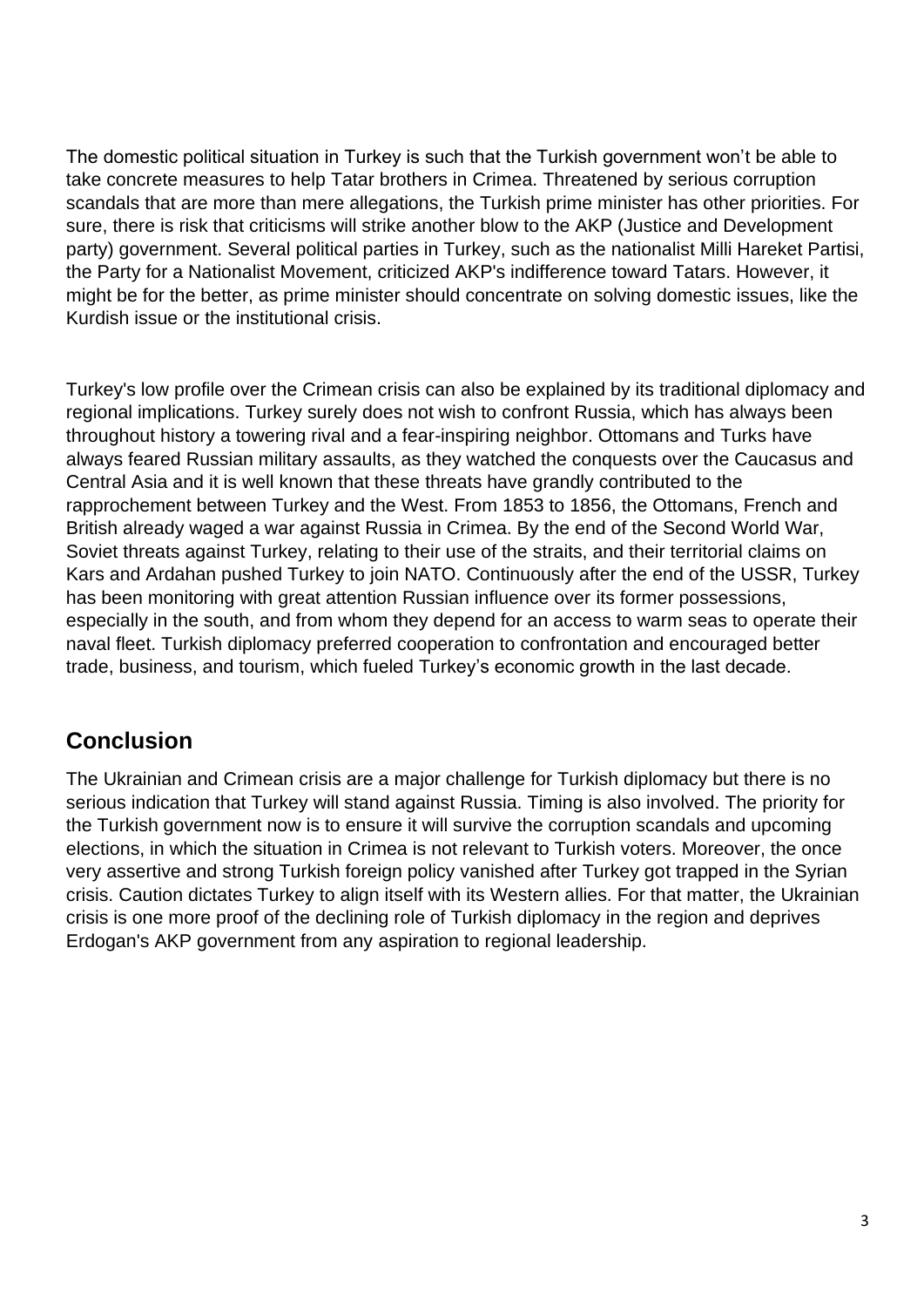The domestic political situation in Turkey is such that the Turkish government won't be able to take concrete measures to help Tatar brothers in Crimea. Threatened by serious corruption scandals that are more than mere allegations, the Turkish prime minister has other priorities. For sure, there is risk that criticisms will strike another blow to the AKP (Justice and Development party) government. Several political parties in Turkey, such as the nationalist Milli Hareket Partisi, the Party for a Nationalist Movement, criticized AKP's indifference toward Tatars. However, it might be for the better, as prime minister should concentrate on solving domestic issues, like the Kurdish issue or the institutional crisis.

Turkey's low profile over the Crimean crisis can also be explained by its traditional diplomacy and regional implications. Turkey surely does not wish to confront Russia, which has always been throughout history a towering rival and a fear-inspiring neighbor. Ottomans and Turks have always feared Russian military assaults, as they watched the conquests over the Caucasus and Central Asia and it is well known that these threats have grandly contributed to the rapprochement between Turkey and the West. From 1853 to 1856, the Ottomans, French and British already waged a war against Russia in Crimea. By the end of the Second World War, Soviet threats against Turkey, relating to their use of the straits, and their territorial claims on Kars and Ardahan pushed Turkey to join NATO. Continuously after the end of the USSR, Turkey has been monitoring with great attention Russian influence over its former possessions, especially in the south, and from whom they depend for an access to warm seas to operate their naval fleet. Turkish diplomacy preferred cooperation to confrontation and encouraged better trade, business, and tourism, which fueled Turkey's economic growth in the last decade.

## Conclusion

The Ukrainian and Crimean crisis are a major challenge for Turkish diplomacy but there is no serious indication that Turkey will stand against Russia. Timing is also involved. The priority for the Turkish government now is to ensure it will survive the corruption scandals and upcoming elections, in which the situation in Crimea is not relevant to Turkish voters. Moreover, the once very assertive and strong Turkish foreign policy vanished after Turkey got trapped in the Syrian crisis. Caution dictates Turkey to align itself with its Western allies. For that matter, the Ukrainian crisis is one more proof of the declining role of Turkish diplomacy in the region and deprives Erdogan's AKP government from any aspiration to regional leadership.